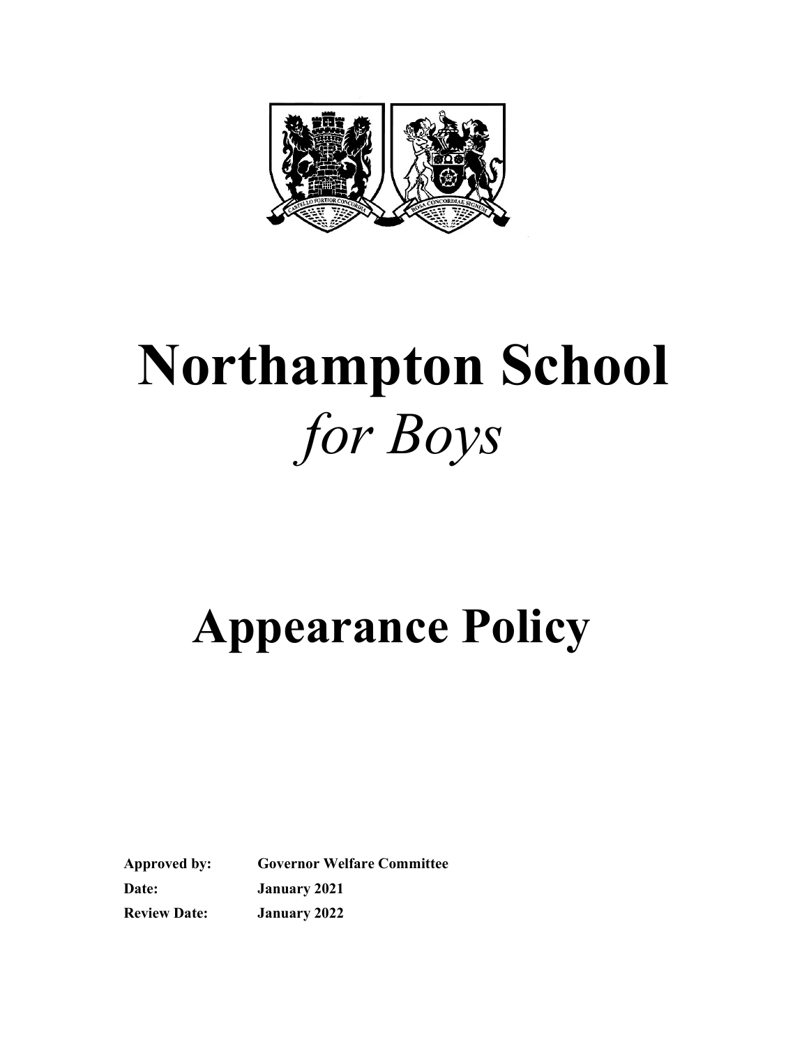# Northampton School

*for Boys*

# Appearance Policy

| | |
|---|---|
| **Approved by:** | **Governor Welfare Committee** |
| **Date:** | **January 2021** |
| **Review Date:** | **January 2022** |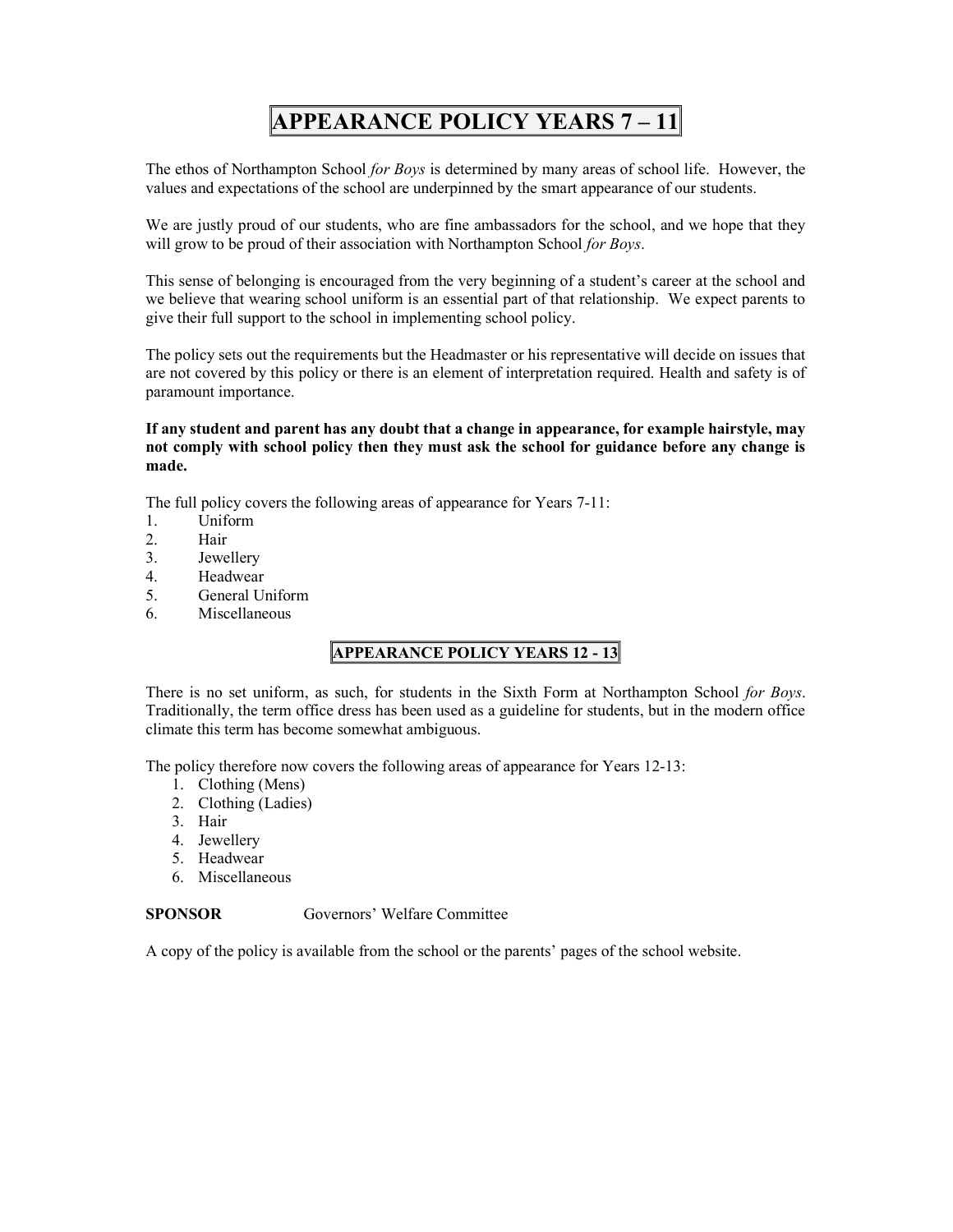# APPEARANCE POLICY YEARS 7 – 11

The ethos of Northampton School *for Boys* is determined by many areas of school life. However, the values and expectations of the school are underpinned by the smart appearance of our students.

We are justly proud of our students, who are fine ambassadors for the school, and we hope that they will grow to be proud of their association with Northampton School *for Boys*.

This sense of belonging is encouraged from the very beginning of a student's career at the school and we believe that wearing school uniform is an essential part of that relationship. We expect parents to give their full support to the school in implementing school policy.

The policy sets out the requirements but the Headmaster or his representative will decide on issues that are not covered by this policy or there is an element of interpretation required. Health and safety is of paramount importance.

**If any student and parent has any doubt that a change in appearance, for example hairstyle, may not comply with school policy then they must ask the school for guidance before any change is made.**

The full policy covers the following areas of appearance for Years 7-11:

1. Uniform
2. Hair
3. Jewellery
4. Headwear
5. General Uniform
6. Miscellaneous

## APPEARANCE POLICY YEARS 12 - 13

There is no set uniform, as such, for students in the Sixth Form at Northampton School *for Boys*. Traditionally, the term office dress has been used as a guideline for students, but in the modern office climate this term has become somewhat ambiguous.

The policy therefore now covers the following areas of appearance for Years 12-13:

1. Clothing (Mens)
2. Clothing (Ladies)
3. Hair
4. Jewellery
5. Headwear
6. Miscellaneous

**SPONSOR** Governors' Welfare Committee

A copy of the policy is available from the school or the parents' pages of the school website.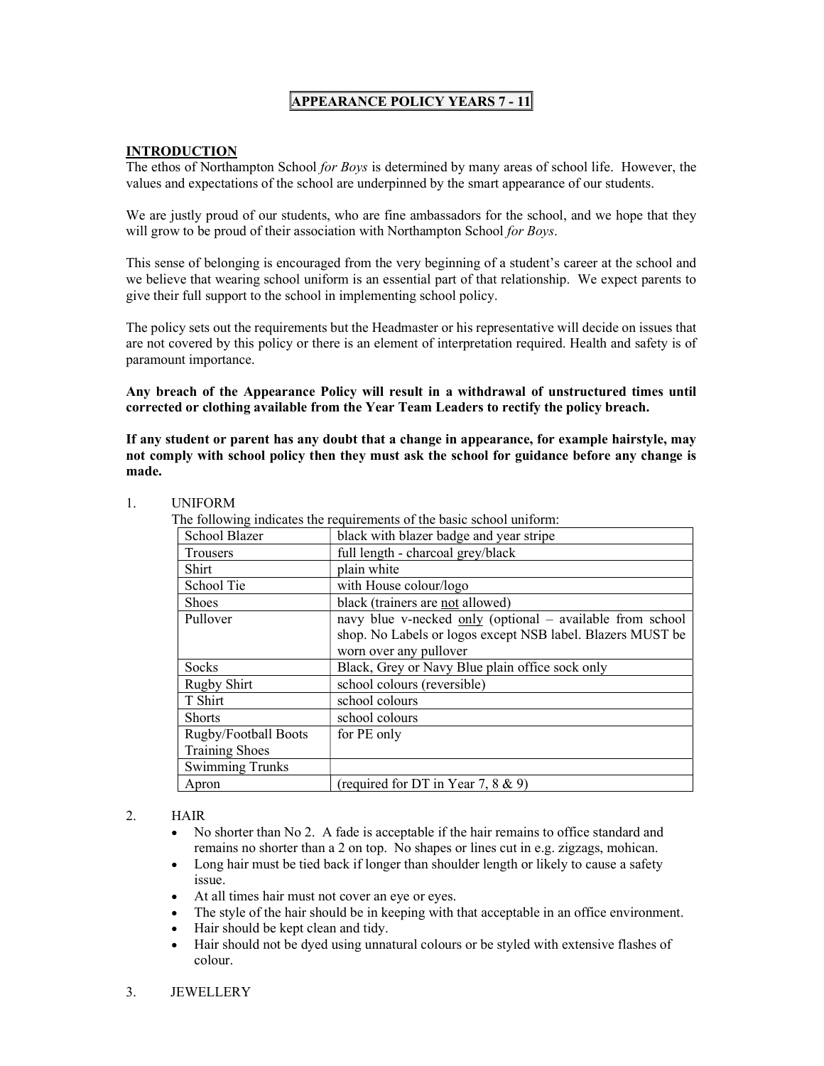# APPEARANCE POLICY YEARS 7 - 11

## INTRODUCTION

The ethos of Northampton School *for Boys* is determined by many areas of school life. However, the values and expectations of the school are underpinned by the smart appearance of our students.

We are justly proud of our students, who are fine ambassadors for the school, and we hope that they will grow to be proud of their association with Northampton School *for Boys*.

This sense of belonging is encouraged from the very beginning of a student's career at the school and we believe that wearing school uniform is an essential part of that relationship. We expect parents to give their full support to the school in implementing school policy.

The policy sets out the requirements but the Headmaster or his representative will decide on issues that are not covered by this policy or there is an element of interpretation required. Health and safety is of paramount importance.

**Any breach of the Appearance Policy will result in a withdrawal of unstructured times until corrected or clothing available from the Year Team Leaders to rectify the policy breach.**

**If any student or parent has any doubt that a change in appearance, for example hairstyle, may not comply with school policy then they must ask the school for guidance before any change is made.**

1. UNIFORM

The following indicates the requirements of the basic school uniform:

| Item | Requirement |
|---|---|
| School Blazer | black with blazer badge and year stripe |
| Trousers | full length - charcoal grey/black |
| Shirt | plain white |
| School Tie | with House colour/logo |
| Shoes | black (trainers are <u>not</u> allowed) |
| Pullover | navy blue v-necked <u>only</u> (optional – available from school shop. No Labels or logos except NSB label. Blazers MUST be worn over any pullover |
| Socks | Black, Grey or Navy Blue plain office sock only |
| Rugby Shirt | school colours (reversible) |
| T Shirt | school colours |
| Shorts | school colours |
| Rugby/Football Boots Training Shoes | for PE only |
| Swimming Trunks | |
| Apron | (required for DT in Year 7, 8 & 9) |

2. HAIR

- No shorter than No 2. A fade is acceptable if the hair remains to office standard and remains no shorter than a 2 on top. No shapes or lines cut in e.g. zigzags, mohican.
- Long hair must be tied back if longer than shoulder length or likely to cause a safety issue.
- At all times hair must not cover an eye or eyes.
- The style of the hair should be in keeping with that acceptable in an office environment.
- Hair should be kept clean and tidy.
- Hair should not be dyed using unnatural colours or be styled with extensive flashes of colour.

3. JEWELLERY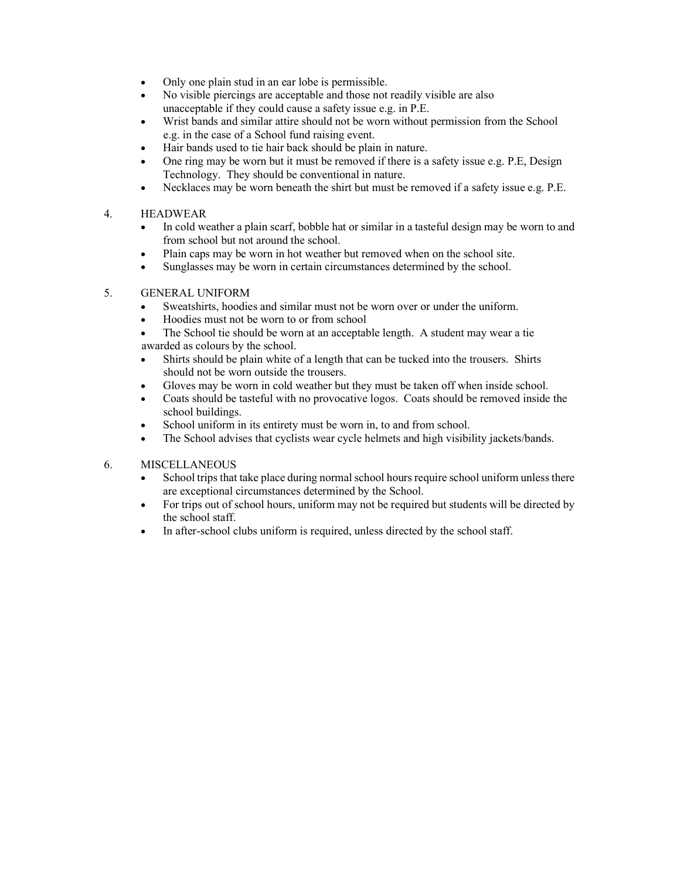- Only one plain stud in an ear lobe is permissible.
- No visible piercings are acceptable and those not readily visible are also unacceptable if they could cause a safety issue e.g. in P.E.
- Wrist bands and similar attire should not be worn without permission from the School e.g. in the case of a School fund raising event.
- Hair bands used to tie hair back should be plain in nature.
- One ring may be worn but it must be removed if there is a safety issue e.g. P.E, Design Technology. They should be conventional in nature.
- Necklaces may be worn beneath the shirt but must be removed if a safety issue e.g. P.E.

4. HEADWEAR

- In cold weather a plain scarf, bobble hat or similar in a tasteful design may be worn to and from school but not around the school.
- Plain caps may be worn in hot weather but removed when on the school site.
- Sunglasses may be worn in certain circumstances determined by the school.

5. GENERAL UNIFORM

- Sweatshirts, hoodies and similar must not be worn over or under the uniform.
- Hoodies must not be worn to or from school
- The School tie should be worn at an acceptable length. A student may wear a tie awarded as colours by the school.
- Shirts should be plain white of a length that can be tucked into the trousers. Shirts should not be worn outside the trousers.
- Gloves may be worn in cold weather but they must be taken off when inside school.
- Coats should be tasteful with no provocative logos. Coats should be removed inside the school buildings.
- School uniform in its entirety must be worn in, to and from school.
- The School advises that cyclists wear cycle helmets and high visibility jackets/bands.

6. MISCELLANEOUS

- School trips that take place during normal school hours require school uniform unless there are exceptional circumstances determined by the School.
- For trips out of school hours, uniform may not be required but students will be directed by the school staff.
- In after-school clubs uniform is required, unless directed by the school staff.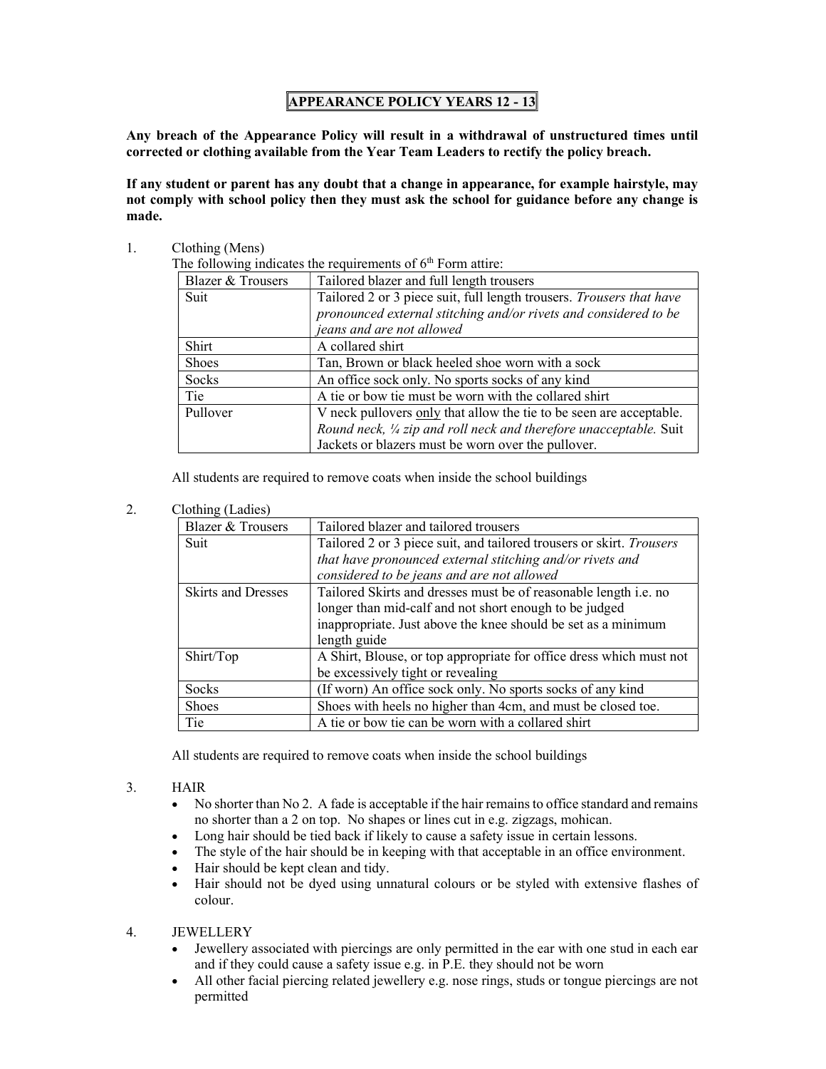# APPEARANCE POLICY YEARS 12 - 13

**Any breach of the Appearance Policy will result in a withdrawal of unstructured times until corrected or clothing available from the Year Team Leaders to rectify the policy breach.**

**If any student or parent has any doubt that a change in appearance, for example hairstyle, may not comply with school policy then they must ask the school for guidance before any change is made.**

1. Clothing (Mens)

The following indicates the requirements of 6th Form attire:

| Blazer & Trousers | Tailored blazer and full length trousers |
|---|---|
| Suit | Tailored 2 or 3 piece suit, full length trousers. *Trousers that have pronounced external stitching and/or rivets and considered to be jeans and are not allowed* |
| Shirt | A collared shirt |
| Shoes | Tan, Brown or black heeled shoe worn with a sock |
| Socks | An office sock only. No sports socks of any kind |
| Tie | A tie or bow tie must be worn with the collared shirt |
| Pullover | V neck pullovers <u>only</u> that allow the tie to be seen are acceptable. *Round neck, ¼ zip and roll neck and therefore unacceptable.* Suit Jackets or blazers must be worn over the pullover. |

All students are required to remove coats when inside the school buildings

2. Clothing (Ladies)

| Blazer & Trousers | Tailored blazer and tailored trousers |
|---|---|
| Suit | Tailored 2 or 3 piece suit, and tailored trousers or skirt. *Trousers that have pronounced external stitching and/or rivets and considered to be jeans and are not allowed* |
| Skirts and Dresses | Tailored Skirts and dresses must be of reasonable length i.e. no longer than mid-calf and not short enough to be judged inappropriate. Just above the knee should be set as a minimum length guide |
| Shirt/Top | A Shirt, Blouse, or top appropriate for office dress which must not be excessively tight or revealing |
| Socks | (If worn) An office sock only. No sports socks of any kind |
| Shoes | Shoes with heels no higher than 4cm, and must be closed toe. |
| Tie | A tie or bow tie can be worn with a collared shirt |

All students are required to remove coats when inside the school buildings

3. HAIR

- No shorter than No 2. A fade is acceptable if the hair remains to office standard and remains no shorter than a 2 on top. No shapes or lines cut in e.g. zigzags, mohican.
- Long hair should be tied back if likely to cause a safety issue in certain lessons.
- The style of the hair should be in keeping with that acceptable in an office environment.
- Hair should be kept clean and tidy.
- Hair should not be dyed using unnatural colours or be styled with extensive flashes of colour.

4. JEWELLERY

- Jewellery associated with piercings are only permitted in the ear with one stud in each ear and if they could cause a safety issue e.g. in P.E. they should not be worn
- All other facial piercing related jewellery e.g. nose rings, studs or tongue piercings are not permitted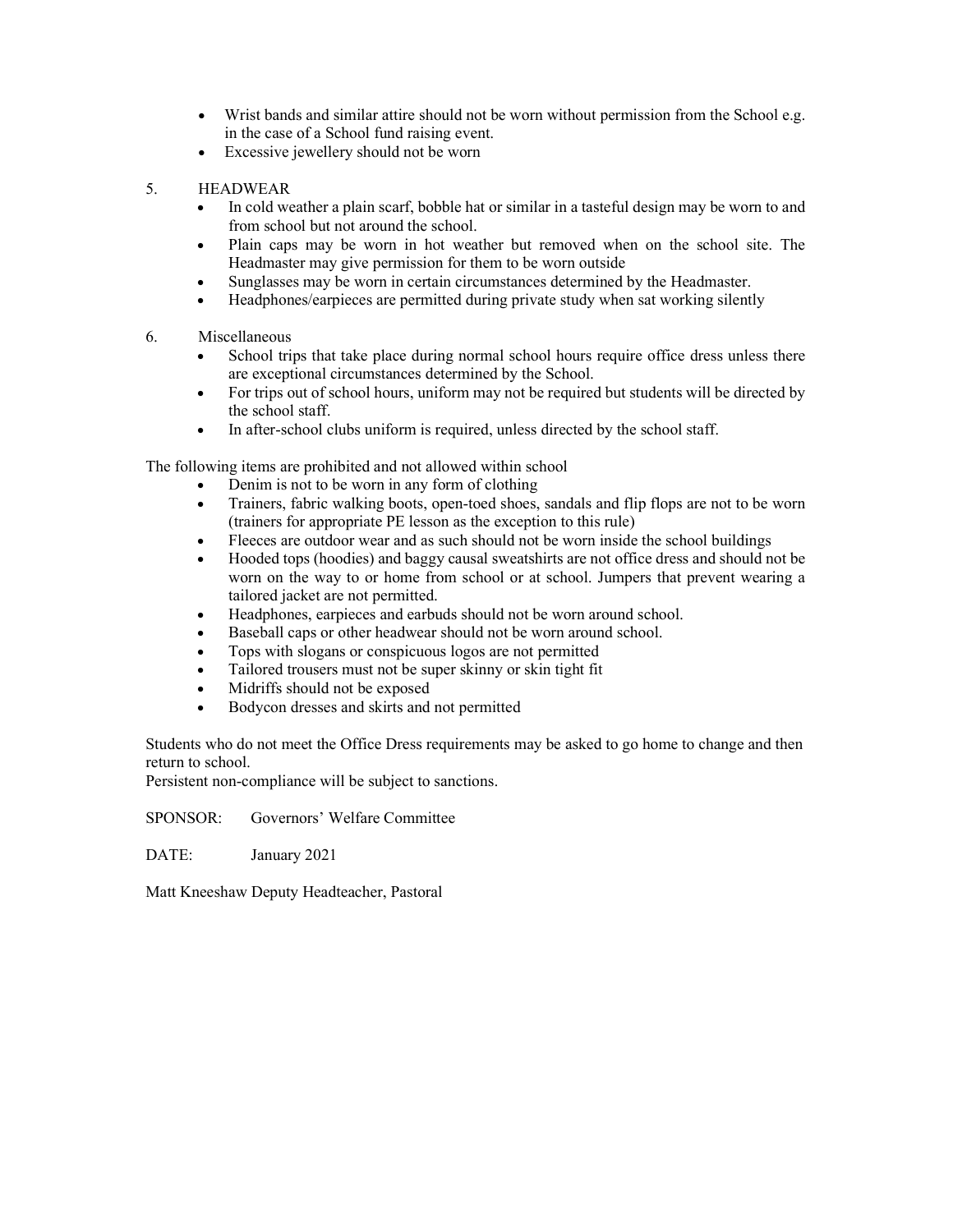- Wrist bands and similar attire should not be worn without permission from the School e.g. in the case of a School fund raising event.
- Excessive jewellery should not be worn

5. HEADWEAR
   - In cold weather a plain scarf, bobble hat or similar in a tasteful design may be worn to and from school but not around the school.
   - Plain caps may be worn in hot weather but removed when on the school site. The Headmaster may give permission for them to be worn outside
   - Sunglasses may be worn in certain circumstances determined by the Headmaster.
   - Headphones/earpieces are permitted during private study when sat working silently

6. Miscellaneous
   - School trips that take place during normal school hours require office dress unless there are exceptional circumstances determined by the School.
   - For trips out of school hours, uniform may not be required but students will be directed by the school staff.
   - In after-school clubs uniform is required, unless directed by the school staff.

The following items are prohibited and not allowed within school

- Denim is not to be worn in any form of clothing
- Trainers, fabric walking boots, open-toed shoes, sandals and flip flops are not to be worn (trainers for appropriate PE lesson as the exception to this rule)
- Fleeces are outdoor wear and as such should not be worn inside the school buildings
- Hooded tops (hoodies) and baggy causal sweatshirts are not office dress and should not be worn on the way to or home from school or at school. Jumpers that prevent wearing a tailored jacket are not permitted.
- Headphones, earpieces and earbuds should not be worn around school.
- Baseball caps or other headwear should not be worn around school.
- Tops with slogans or conspicuous logos are not permitted
- Tailored trousers must not be super skinny or skin tight fit
- Midriffs should not be exposed
- Bodycon dresses and skirts and not permitted

Students who do not meet the Office Dress requirements may be asked to go home to change and then return to school.
Persistent non-compliance will be subject to sanctions.

SPONSOR: Governors' Welfare Committee

DATE: January 2021

Matt Kneeshaw Deputy Headteacher, Pastoral